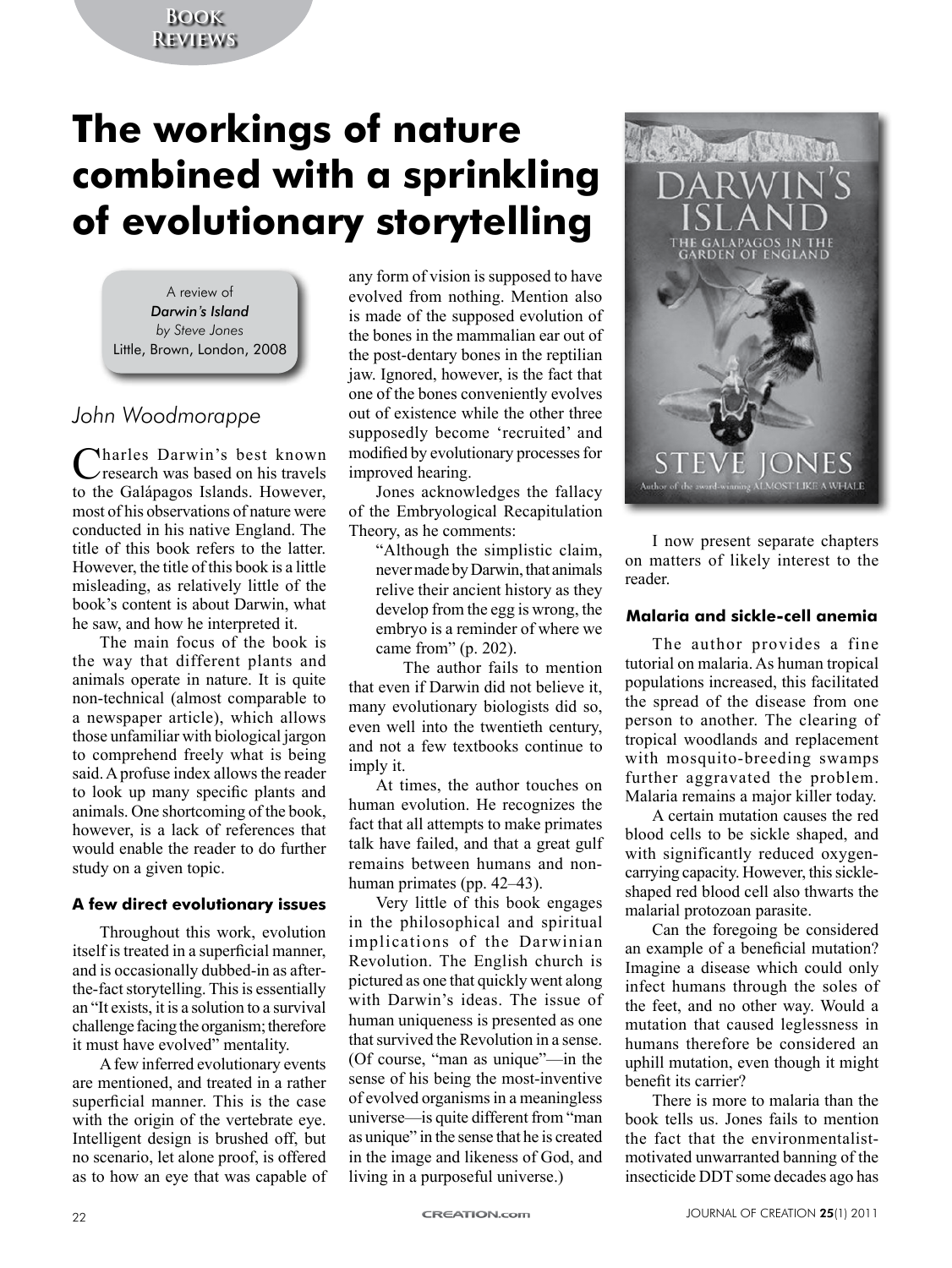# The workings of nature combined with a sprinkling of evolutionary storytelling

A review of
*Darwin's Island*
*by Steve Jones*
Little, Brown, London, 2008

*John Woodmorappe*

Charles Darwin's best known research was based on his travels to the Galápagos Islands. However, most of his observations of nature were conducted in his native England. The title of this book refers to the latter. However, the title of this book is a little misleading, as relatively little of the book's content is about Darwin, what he saw, and how he interpreted it.

The main focus of the book is the way that different plants and animals operate in nature. It is quite non-technical (almost comparable to a newspaper article), which allows those unfamiliar with biological jargon to comprehend freely what is being said. A profuse index allows the reader to look up many specific plants and animals. One shortcoming of the book, however, is a lack of references that would enable the reader to do further study on a given topic.

#### A few direct evolutionary issues

Throughout this work, evolution itself is treated in a superficial manner, and is occasionally dubbed-in as after-the-fact storytelling. This is essentially an "It exists, it is a solution to a survival challenge facing the organism; therefore it must have evolved" mentality.

A few inferred evolutionary events are mentioned, and treated in a rather superficial manner. This is the case with the origin of the vertebrate eye. Intelligent design is brushed off, but no scenario, let alone proof, is offered as to how an eye that was capable of any form of vision is supposed to have evolved from nothing. Mention also is made of the supposed evolution of the bones in the mammalian ear out of the post-dentary bones in the reptilian jaw. Ignored, however, is the fact that one of the bones conveniently evolves out of existence while the other three supposedly become 'recruited' and modified by evolutionary processes for improved hearing.

Jones acknowledges the fallacy of the Embryological Recapitulation Theory, as he comments:

> "Although the simplistic claim, never made by Darwin, that animals relive their ancient history as they develop from the egg is wrong, the embryo is a reminder of where we came from" (p. 202).

The author fails to mention that even if Darwin did not believe it, many evolutionary biologists did so, even well into the twentieth century, and not a few textbooks continue to imply it.

At times, the author touches on human evolution. He recognizes the fact that all attempts to make primates talk have failed, and that a great gulf remains between humans and non-human primates (pp. 42–43).

Very little of this book engages in the philosophical and spiritual implications of the Darwinian Revolution. The English church is pictured as one that quickly went along with Darwin's ideas. The issue of human uniqueness is presented as one that survived the Revolution in a sense. (Of course, "man as unique"—in the sense of his being the most-inventive of evolved organisms in a meaningless universe—is quite different from "man as unique" in the sense that he is created in the image and likeness of God, and living in a purposeful universe.)

I now present separate chapters on matters of likely interest to the reader.

#### Malaria and sickle-cell anemia

The author provides a fine tutorial on malaria. As human tropical populations increased, this facilitated the spread of the disease from one person to another. The clearing of tropical woodlands and replacement with mosquito-breeding swamps further aggravated the problem. Malaria remains a major killer today.

A certain mutation causes the red blood cells to be sickle shaped, and with significantly reduced oxygen-carrying capacity. However, this sickle-shaped red blood cell also thwarts the malarial protozoan parasite.

Can the foregoing be considered an example of a beneficial mutation? Imagine a disease which could only infect humans through the soles of the feet, and no other way. Would a mutation that caused leglessness in humans therefore be considered an uphill mutation, even though it might benefit its carrier?

There is more to malaria than the book tells us. Jones fails to mention the fact that the environmentalist-motivated unwarranted banning of the insecticide DDT some decades ago has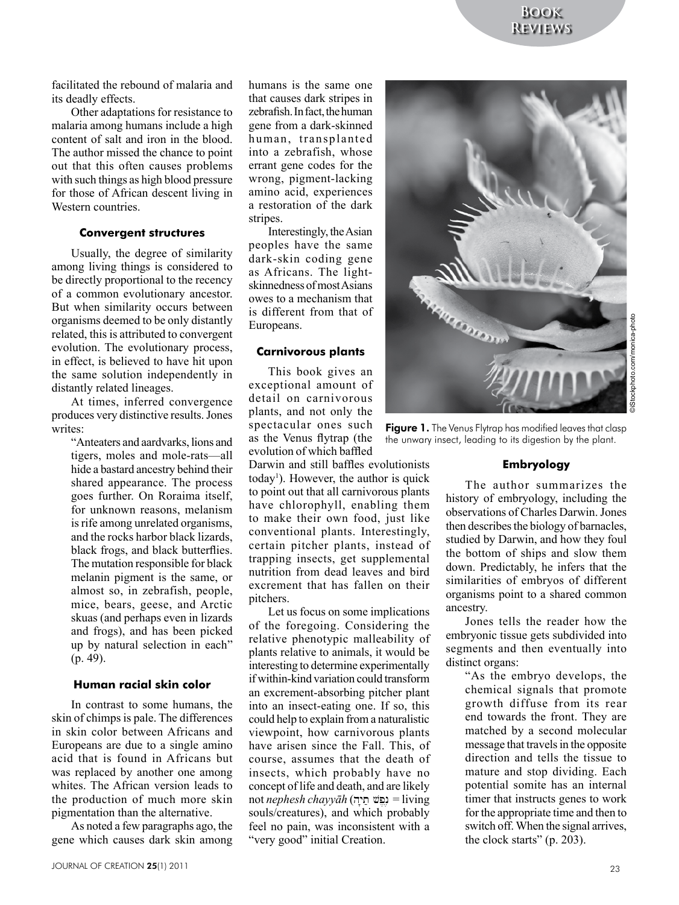facilitated the rebound of malaria and its deadly effects.

Other adaptations for resistance to malaria among humans include a high content of salt and iron in the blood. The author missed the chance to point out that this often causes problems with such things as high blood pressure for those of African descent living in Western countries.

#### Convergent structures

Usually, the degree of similarity among living things is considered to be directly proportional to the recency of a common evolutionary ancestor. But when similarity occurs between organisms deemed to be only distantly related, this is attributed to convergent evolution. The evolutionary process, in effect, is believed to have hit upon the same solution independently in distantly related lineages.

At times, inferred convergence produces very distinctive results. Jones writes:

> "Anteaters and aardvarks, lions and tigers, moles and mole-rats—all hide a bastard ancestry behind their shared appearance. The process goes further. On Roraima itself, for unknown reasons, melanism is rife among unrelated organisms, and the rocks harbor black lizards, black frogs, and black butterflies. The mutation responsible for black melanin pigment is the same, or almost so, in zebrafish, people, mice, bears, geese, and Arctic skuas (and perhaps even in lizards and frogs), and has been picked up by natural selection in each" (p. 49).

#### Human racial skin color

In contrast to some humans, the skin of chimps is pale. The differences in skin color between Africans and Europeans are due to a single amino acid that is found in Africans but was replaced by another one among whites. The African version leads to the production of much more skin pigmentation than the alternative.

As noted a few paragraphs ago, the gene which causes dark skin among humans is the same one that causes dark stripes in zebrafish. In fact, the human gene from a dark-skinned human, transplanted into a zebrafish, whose errant gene codes for the wrong, pigment-lacking amino acid, experiences a restoration of the dark stripes.

Interestingly, the Asian peoples have the same dark-skin coding gene as Africans. The light-skinnedness of most Asians owes to a mechanism that is different from that of Europeans.

#### Carnivorous plants

This book gives an exceptional amount of detail on carnivorous plants, and not only the spectacular ones such as the Venus flytrap (the evolution of which baffled Darwin and still baffles evolutionists today[1]). However, the author is quick to point out that all carnivorous plants have chlorophyll, enabling them to make their own food, just like conventional plants. Interestingly, certain pitcher plants, instead of trapping insects, get supplemental nutrition from dead leaves and bird excrement that has fallen on their pitchers.

Let us focus on some implications of the foregoing. Considering the relative phenotypic malleability of plants relative to animals, it would be interesting to determine experimentally if within-kind variation could transform an excrement-absorbing pitcher plant into an insect-eating one. If so, this could help to explain from a naturalistic viewpoint, how carnivorous plants have arisen since the Fall. This, of course, assumes that the death of insects, which probably have no concept of life and death, and are likely not *nephesh chayyāh* (נֶפֶשׁ חַיָּה = living souls/creatures), and which probably feel no pain, was inconsistent with a "very good" initial Creation.

**Figure 1.** The Venus Flytrap has modified leaves that clasp the unwary insect, leading to its digestion by the plant.

©iStockphoto.com/monica-photo

#### Embryology

The author summarizes the history of embryology, including the observations of Charles Darwin. Jones then describes the biology of barnacles, studied by Darwin, and how they foul the bottom of ships and slow them down. Predictably, he infers that the similarities of embryos of different organisms point to a shared common ancestry.

Jones tells the reader how the embryonic tissue gets subdivided into segments and then eventually into distinct organs:

> "As the embryo develops, the chemical signals that promote growth diffuse from its rear end towards the front. They are matched by a second molecular message that travels in the opposite direction and tells the tissue to mature and stop dividing. Each potential somite has an internal timer that instructs genes to work for the appropriate time and then to switch off. When the signal arrives, the clock starts" (p. 203).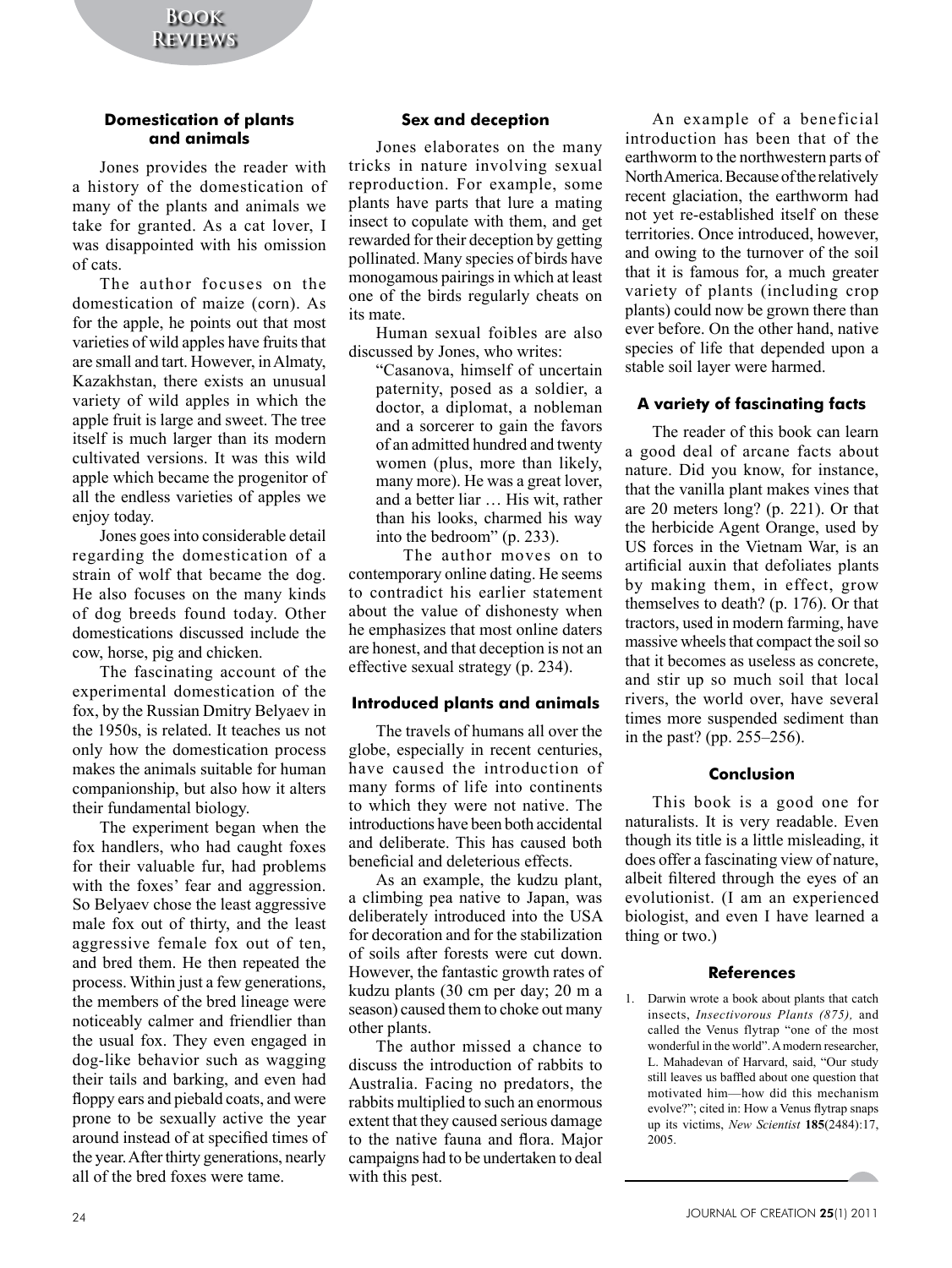### Domestication of plants and animals

Jones provides the reader with a history of the domestication of many of the plants and animals we take for granted. As a cat lover, I was disappointed with his omission of cats.

The author focuses on the domestication of maize (corn). As for the apple, he points out that most varieties of wild apples have fruits that are small and tart. However, in Almaty, Kazakhstan, there exists an unusual variety of wild apples in which the apple fruit is large and sweet. The tree itself is much larger than its modern cultivated versions. It was this wild apple which became the progenitor of all the endless varieties of apples we enjoy today.

Jones goes into considerable detail regarding the domestication of a strain of wolf that became the dog. He also focuses on the many kinds of dog breeds found today. Other domestications discussed include the cow, horse, pig and chicken.

The fascinating account of the experimental domestication of the fox, by the Russian Dmitry Belyaev in the 1950s, is related. It teaches us not only how the domestication process makes the animals suitable for human companionship, but also how it alters their fundamental biology.

The experiment began when the fox handlers, who had caught foxes for their valuable fur, had problems with the foxes' fear and aggression. So Belyaev chose the least aggressive male fox out of thirty, and the least aggressive female fox out of ten, and bred them. He then repeated the process. Within just a few generations, the members of the bred lineage were noticeably calmer and friendlier than the usual fox. They even engaged in dog-like behavior such as wagging their tails and barking, and even had floppy ears and piebald coats, and were prone to be sexually active the year around instead of at specified times of the year. After thirty generations, nearly all of the bred foxes were tame.

### Sex and deception

Jones elaborates on the many tricks in nature involving sexual reproduction. For example, some plants have parts that lure a mating insect to copulate with them, and get rewarded for their deception by getting pollinated. Many species of birds have monogamous pairings in which at least one of the birds regularly cheats on its mate.

Human sexual foibles are also discussed by Jones, who writes:

> "Casanova, himself of uncertain paternity, posed as a soldier, a doctor, a diplomat, a nobleman and a sorcerer to gain the favors of an admitted hundred and twenty women (plus, more than likely, many more). He was a great lover, and a better liar … His wit, rather than his looks, charmed his way into the bedroom" (p. 233).

The author moves on to contemporary online dating. He seems to contradict his earlier statement about the value of dishonesty when he emphasizes that most online daters are honest, and that deception is not an effective sexual strategy (p. 234).

### Introduced plants and animals

The travels of humans all over the globe, especially in recent centuries, have caused the introduction of many forms of life into continents to which they were not native. The introductions have been both accidental and deliberate. This has caused both beneficial and deleterious effects.

As an example, the kudzu plant, a climbing pea native to Japan, was deliberately introduced into the USA for decoration and for the stabilization of soils after forests were cut down. However, the fantastic growth rates of kudzu plants (30 cm per day; 20 m a season) caused them to choke out many other plants.

The author missed a chance to discuss the introduction of rabbits to Australia. Facing no predators, the rabbits multiplied to such an enormous extent that they caused serious damage to the native fauna and flora. Major campaigns had to be undertaken to deal with this pest.

An example of a beneficial introduction has been that of the earthworm to the northwestern parts of North America. Because of the relatively recent glaciation, the earthworm had not yet re-established itself on these territories. Once introduced, however, and owing to the turnover of the soil that it is famous for, a much greater variety of plants (including crop plants) could now be grown there than ever before. On the other hand, native species of life that depended upon a stable soil layer were harmed.

### A variety of fascinating facts

The reader of this book can learn a good deal of arcane facts about nature. Did you know, for instance, that the vanilla plant makes vines that are 20 meters long? (p. 221). Or that the herbicide Agent Orange, used by US forces in the Vietnam War, is an artificial auxin that defoliates plants by making them, in effect, grow themselves to death? (p. 176). Or that tractors, used in modern farming, have massive wheels that compact the soil so that it becomes as useless as concrete, and stir up so much soil that local rivers, the world over, have several times more suspended sediment than in the past? (pp. 255–256).

### Conclusion

This book is a good one for naturalists. It is very readable. Even though its title is a little misleading, it does offer a fascinating view of nature, albeit filtered through the eyes of an evolutionist. (I am an experienced biologist, and even I have learned a thing or two.)

### References

1. Darwin wrote a book about plants that catch insects, *Insectivorous Plants (875),* and called the Venus flytrap "one of the most wonderful in the world". A modern researcher, L. Mahadevan of Harvard, said, "Our study still leaves us baffled about one question that motivated him—how did this mechanism evolve?"; cited in: How a Venus flytrap snaps up its victims, *New Scientist* **185**(2484):17, 2005.